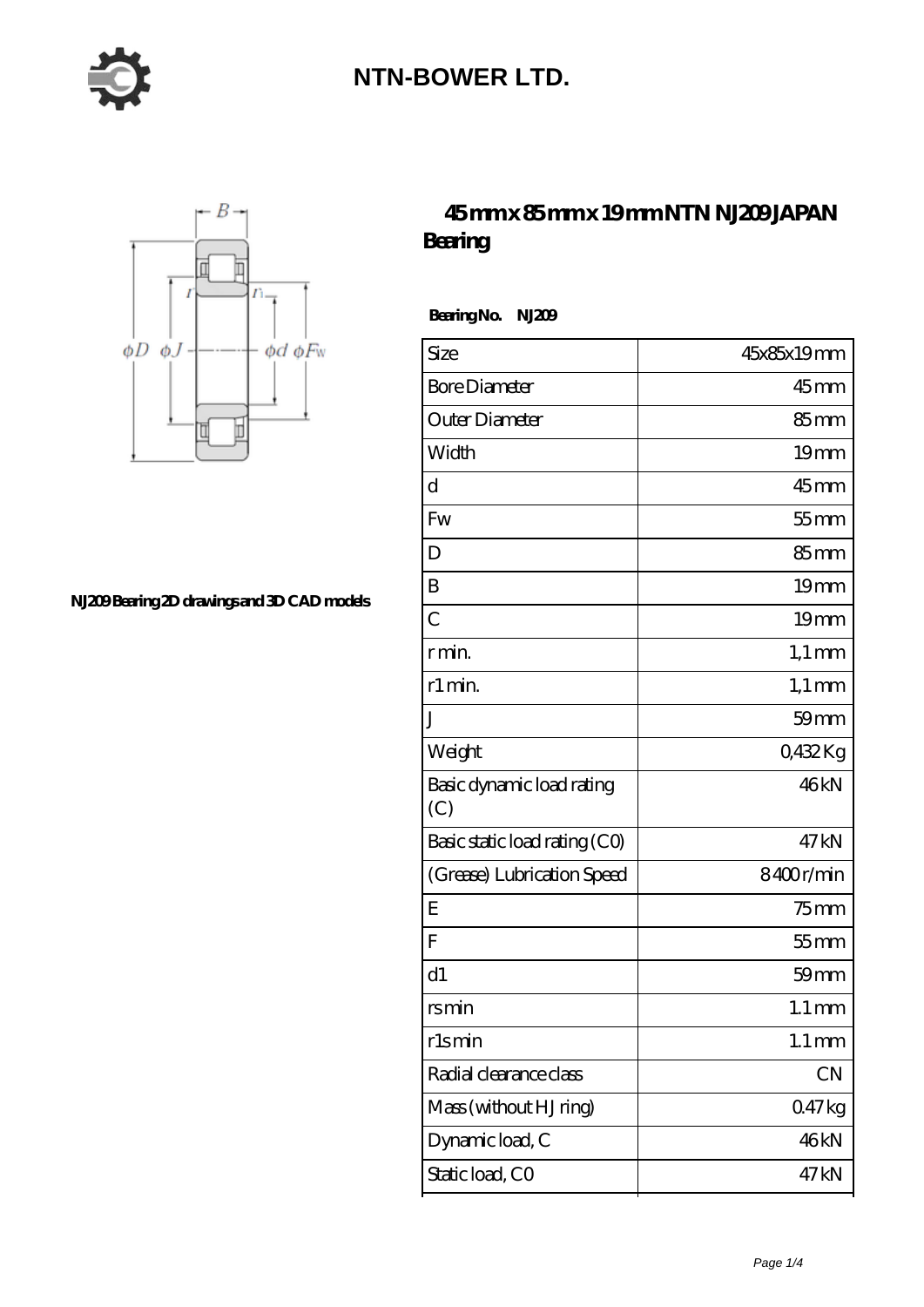# NTN-BOWER LTD.

NJ209 Bearing 2D drawings and 3D CAD models

## 45 mm x 85 mm x 19 mm NTN NJ209 JAPAN Bearing

**Bearing No. NJ209**

| | |
|---|---:|
| Size | 45x85x19 mm |
| Bore Diameter | 45 mm |
| Outer Diameter | 85 mm |
| Width | 19 mm |
| d | 45 mm |
| Fw | 55 mm |
| D | 85 mm |
| B | 19 mm |
| C | 19 mm |
| r min. | 1,1 mm |
| r1 min. | 1,1 mm |
| J | 59 mm |
| Weight | 0,432 Kg |
| Basic dynamic load rating (C) | 46 kN |
| Basic static load rating (C0) | 47 kN |
| (Grease) Lubrication Speed | 8400 r/min |
| E | 75 mm |
| F | 55 mm |
| d1 | 59 mm |
| rs min | 1.1 mm |
| r1s min | 1.1 mm |
| Radial clearance class | CN |
| Mass (without HJ ring) | 0.47 kg |
| Dynamic load, C | 46 kN |
| Static load, C0 | 47 kN |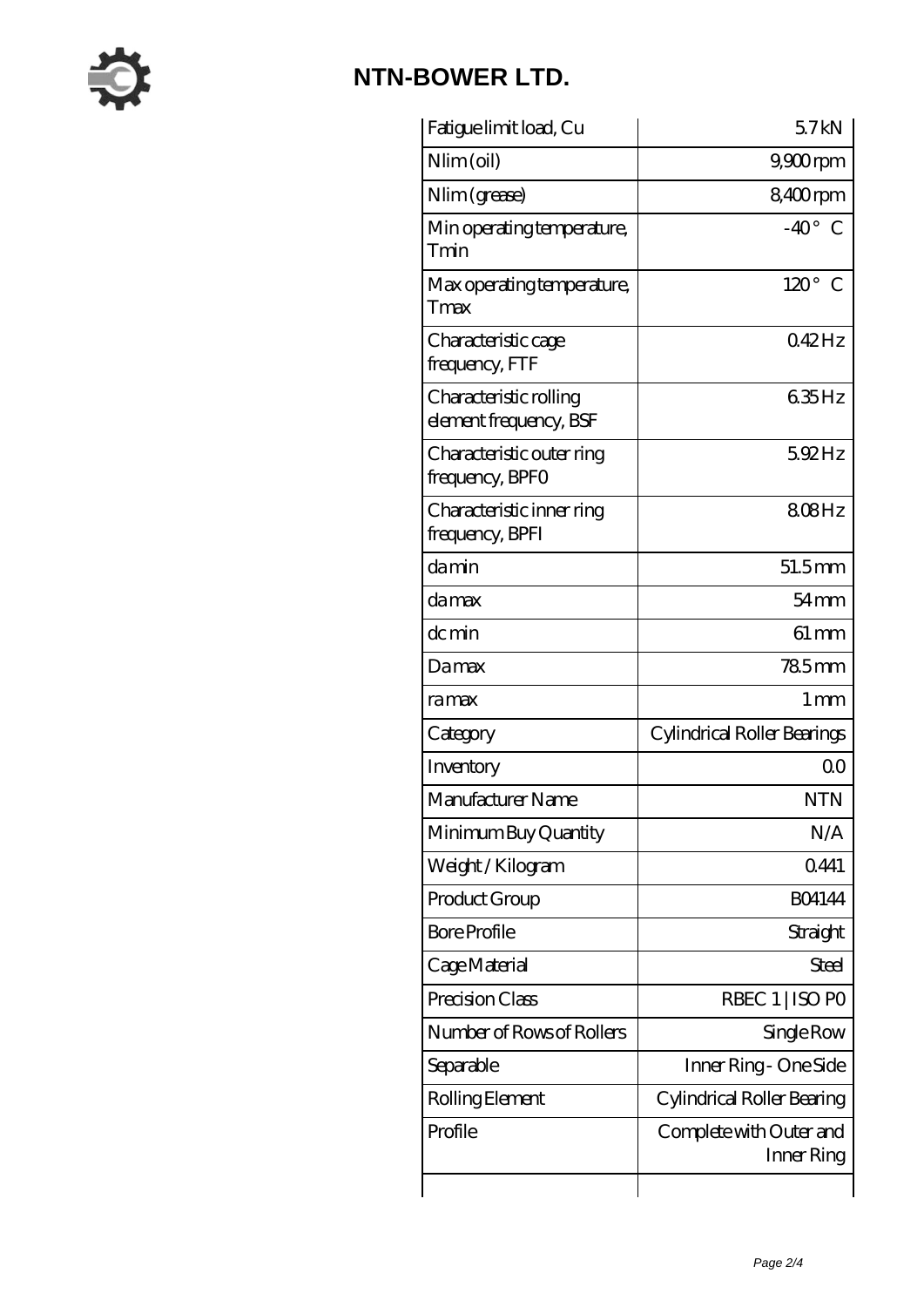| | |
|---|---|
| Fatigue limit load, Cu | 5.7 kN |
| Nlim (oil) | 9,900 rpm |
| Nlim (grease) | 8,400 rpm |
| Min operating temperature, Tmin | -40 ° C |
| Max operating temperature, Tmax | 120 ° C |
| Characteristic cage frequency, FTF | 0.42 Hz |
| Characteristic rolling element frequency, BSF | 6.35 Hz |
| Characteristic outer ring frequency, BPF0 | 5.92 Hz |
| Characteristic inner ring frequency, BPFI | 8.08 Hz |
| da min | 51.5 mm |
| da max | 54 mm |
| dc min | 61 mm |
| Da max | 78.5 mm |
| ra max | 1 mm |
| Category | Cylindrical Roller Bearings |
| Inventory | 0.0 |
| Manufacturer Name | NTN |
| Minimum Buy Quantity | N/A |
| Weight / Kilogram | 0.441 |
| Product Group | B04144 |
| Bore Profile | Straight |
| Cage Material | Steel |
| Precision Class | RBEC 1 \| ISO P0 |
| Number of Rows of Rollers | Single Row |
| Separable | Inner Ring - One Side |
| Rolling Element | Cylindrical Roller Bearing |
| Profile | Complete with Outer and Inner Ring |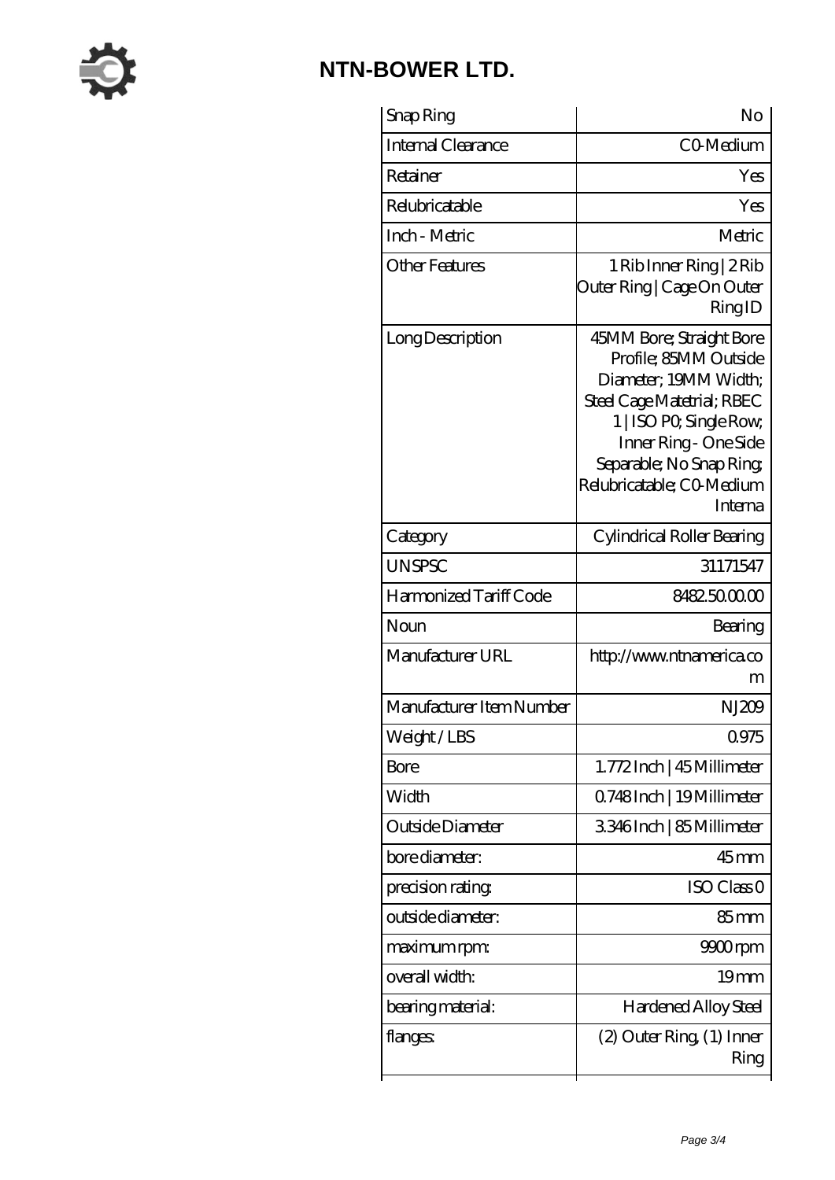# NTN-BOWER LTD.

| Snap Ring | No |
|---|---|
| Internal Clearance | C0-Medium |
| Retainer | Yes |
| Relubricatable | Yes |
| Inch - Metric | Metric |
| Other Features | 1 Rib Inner Ring \| 2 Rib Outer Ring \| Cage On Outer Ring ID |
| Long Description | 45MM Bore; Straight Bore Profile; 85MM Outside Diameter; 19MM Width; Steel Cage Matetrial; RBEC 1 \| ISO P0; Single Row; Inner Ring - One Side Separable; No Snap Ring; Relubricatable; C0-Medium Interna |
| Category | Cylindrical Roller Bearing |
| UNSPSC | 31171547 |
| Harmonized Tariff Code | 8482.50.00.00 |
| Noun | Bearing |
| Manufacturer URL | http://www.ntnamerica.com |
| Manufacturer Item Number | NJ209 |
| Weight / LBS | 0.975 |
| Bore | 1.772 Inch \| 45 Millimeter |
| Width | 0.748 Inch \| 19 Millimeter |
| Outside Diameter | 3.346 Inch \| 85 Millimeter |
| bore diameter: | 45 mm |
| precision rating: | ISO Class 0 |
| outside diameter: | 85 mm |
| maximum rpm: | 9900 rpm |
| overall width: | 19 mm |
| bearing material: | Hardened Alloy Steel |
| flanges: | (2) Outer Ring, (1) Inner Ring |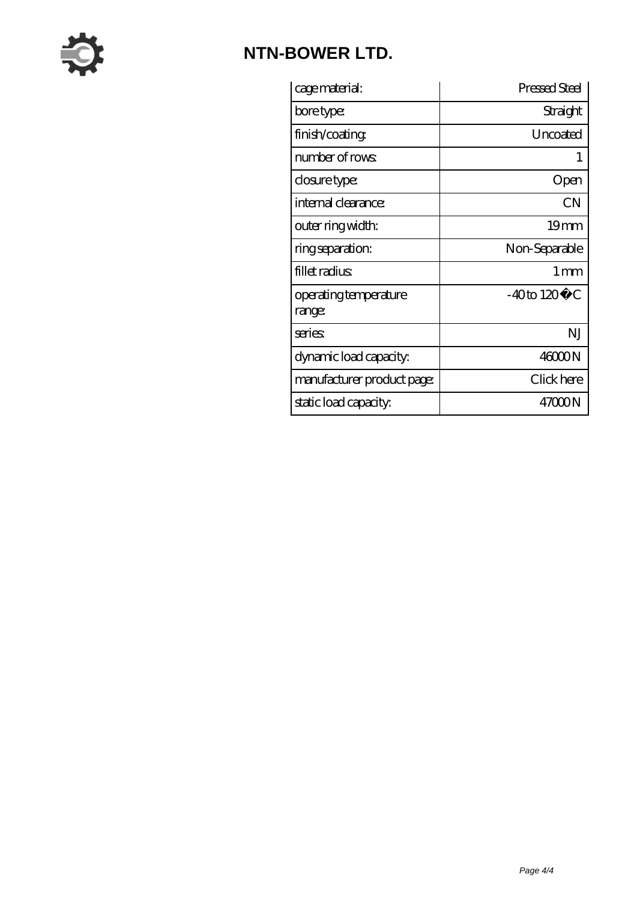# NTN-BOWER LTD.

| | |
|---|---|
| cage material: | Pressed Steel |
| bore type: | Straight |
| finish/coating: | Uncoated |
| number of rows: | 1 |
| closure type: | Open |
| internal clearance: | CN |
| outer ring width: | 19 mm |
| ring separation: | Non-Separable |
| fillet radius: | 1 mm |
| operating temperature range: | -40 to 120 �C |
| series: | NJ |
| dynamic load capacity: | 46000 N |
| manufacturer product page: | Click here |
| static load capacity: | 47000 N |